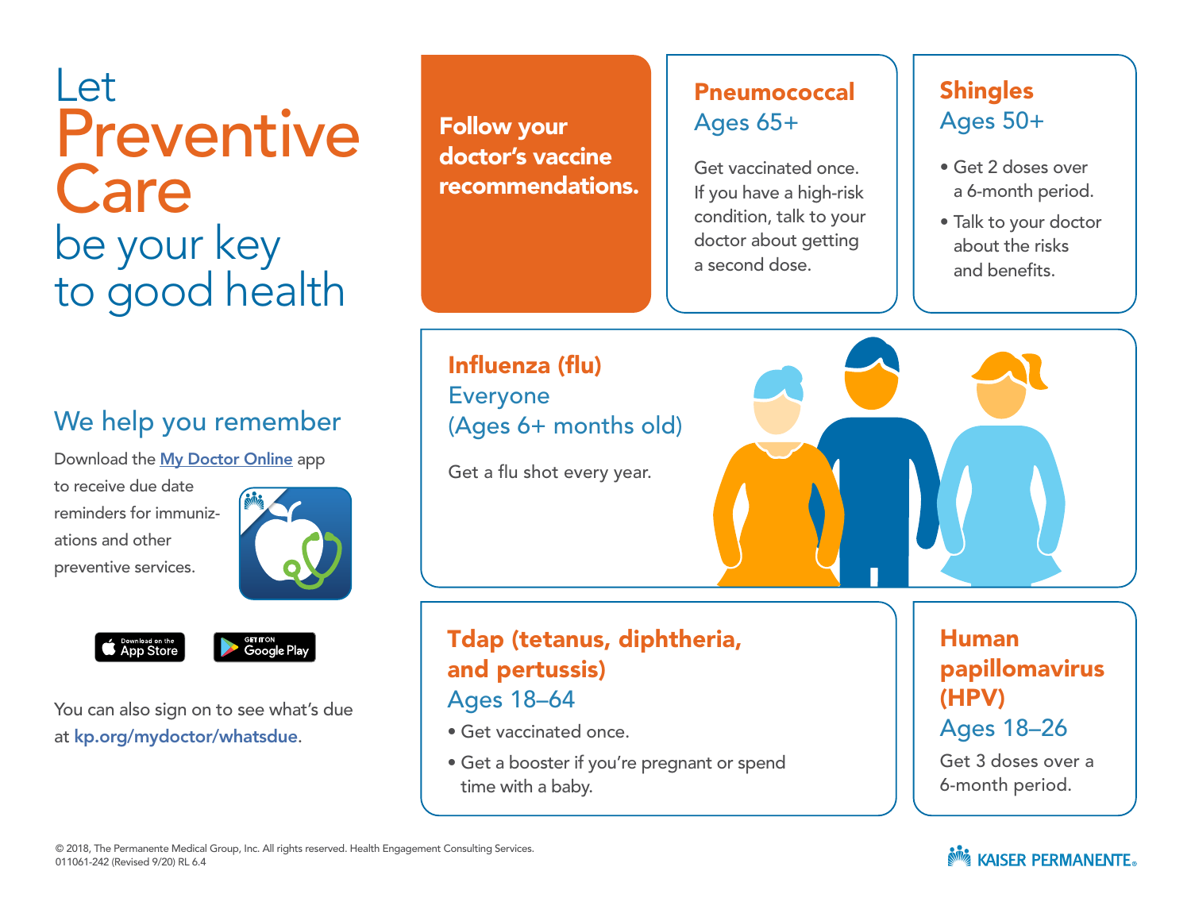# Let Preventive Care be your key to good health

## We help you remember

Download the My Doctor Online app to receive due date reminders for immunizations and other preventive services.

Download on the App Store | Get it on Google Play

You can also sign on to see what's due at kp.org/mydoctor/whatsdue.

**Follow your doctor's vaccine recommendations.**

### Pneumococcal
Ages 65+

Get vaccinated once. If you have a high-risk condition, talk to your doctor about getting a second dose.

### Shingles
Ages 50+

- Get 2 doses over a 6-month period.
- Talk to your doctor about the risks and benefits.

### Influenza (flu)
Everyone
(Ages 6+ months old)

Get a flu shot every year.

### Tdap (tetanus, diphtheria, and pertussis)
Ages 18–64

- Get vaccinated once.
- Get a booster if you're pregnant or spend time with a baby.

### Human papillomavirus (HPV)
Ages 18–26

Get 3 doses over a 6-month period.

© 2018, The Permanente Medical Group, Inc. All rights reserved. Health Engagement Consulting Services.
011061-242 (Revised 9/20) RL 6.4

KAISER PERMANENTE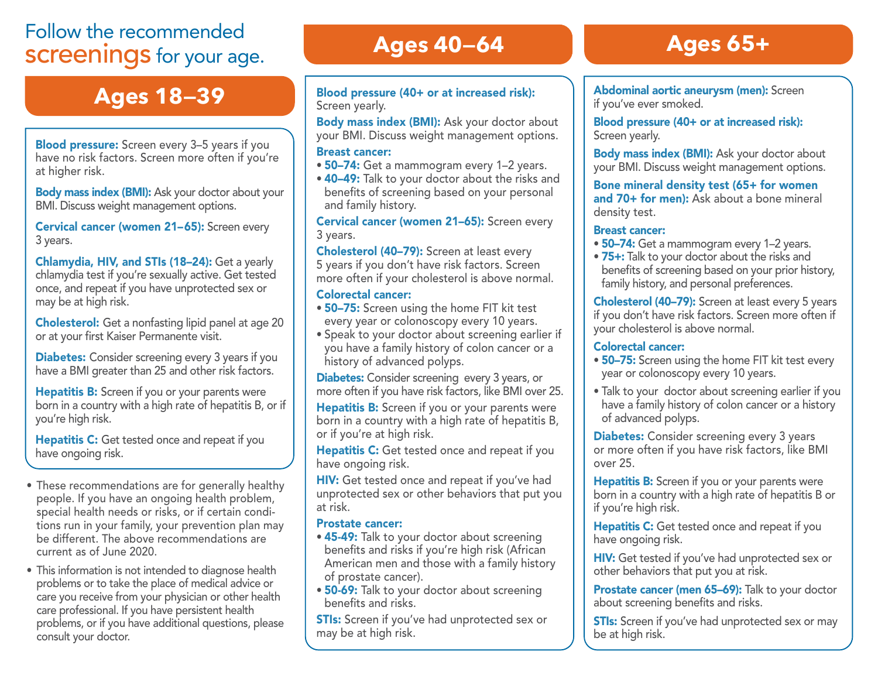# Follow the recommended screenings for your age.

## Ages 18–39

**Blood pressure:** Screen every 3–5 years if you have no risk factors. Screen more often if you're at higher risk.

**Body mass index (BMI):** Ask your doctor about your BMI. Discuss weight management options.

**Cervical cancer (women 21–65):** Screen every 3 years.

**Chlamydia, HIV, and STIs (18–24):** Get a yearly chlamydia test if you're sexually active. Get tested once, and repeat if you have unprotected sex or may be at high risk.

**Cholesterol:** Get a nonfasting lipid panel at age 20 or at your first Kaiser Permanente visit.

**Diabetes:** Consider screening every 3 years if you have a BMI greater than 25 and other risk factors.

**Hepatitis B:** Screen if you or your parents were born in a country with a high rate of hepatitis B, or if you're high risk.

**Hepatitis C:** Get tested once and repeat if you have ongoing risk.

- These recommendations are for generally healthy people. If you have an ongoing health problem, special health needs or risks, or if certain conditions run in your family, your prevention plan may be different. The above recommendations are current as of June 2020.
- This information is not intended to diagnose health problems or to take the place of medical advice or care you receive from your physician or other health care professional. If you have persistent health problems, or if you have additional questions, please consult your doctor.

## Ages 40–64

**Blood pressure (40+ or at increased risk):** Screen yearly.

**Body mass index (BMI):** Ask your doctor about your BMI. Discuss weight management options.

**Breast cancer:**
- **50–74:** Get a mammogram every 1–2 years.
- **40–49:** Talk to your doctor about the risks and benefits of screening based on your personal and family history.

**Cervical cancer (women 21–65):** Screen every 3 years.

**Cholesterol (40–79):** Screen at least every 5 years if you don't have risk factors. Screen more often if your cholesterol is above normal.

**Colorectal cancer:**
- **50–75:** Screen using the home FIT kit test every year or colonoscopy every 10 years.
- Speak to your doctor about screening earlier if you have a family history of colon cancer or a history of advanced polyps.

**Diabetes:** Consider screening every 3 years, or more often if you have risk factors, like BMI over 25.

**Hepatitis B:** Screen if you or your parents were born in a country with a high rate of hepatitis B, or if you're at high risk.

**Hepatitis C:** Get tested once and repeat if you have ongoing risk.

**HIV:** Get tested once and repeat if you've had unprotected sex or other behaviors that put you at risk.

**Prostate cancer:**
- **45-49:** Talk to your doctor about screening benefits and risks if you're high risk (African American men and those with a family history of prostate cancer).
- **50-69:** Talk to your doctor about screening benefits and risks.

**STIs:** Screen if you've had unprotected sex or may be at high risk.

## Ages 65+

**Abdominal aortic aneurysm (men):** Screen if you've ever smoked.

**Blood pressure (40+ or at increased risk):** Screen yearly.

**Body mass index (BMI):** Ask your doctor about your BMI. Discuss weight management options.

**Bone mineral density test (65+ for women and 70+ for men):** Ask about a bone mineral density test.

**Breast cancer:**
- **50–74:** Get a mammogram every 1–2 years.
- **75+:** Talk to your doctor about the risks and benefits of screening based on your prior history, family history, and personal preferences.

**Cholesterol (40–79):** Screen at least every 5 years if you don't have risk factors. Screen more often if your cholesterol is above normal.

**Colorectal cancer:**
- **50–75:** Screen using the home FIT kit test every year or colonoscopy every 10 years.
- Talk to your doctor about screening earlier if you have a family history of colon cancer or a history of advanced polyps.

**Diabetes:** Consider screening every 3 years or more often if you have risk factors, like BMI over 25.

**Hepatitis B:** Screen if you or your parents were born in a country with a high rate of hepatitis B or if you're high risk.

**Hepatitis C:** Get tested once and repeat if you have ongoing risk.

**HIV:** Get tested if you've had unprotected sex or other behaviors that put you at risk.

**Prostate cancer (men 65–69):** Talk to your doctor about screening benefits and risks.

**STIs:** Screen if you've had unprotected sex or may be at high risk.